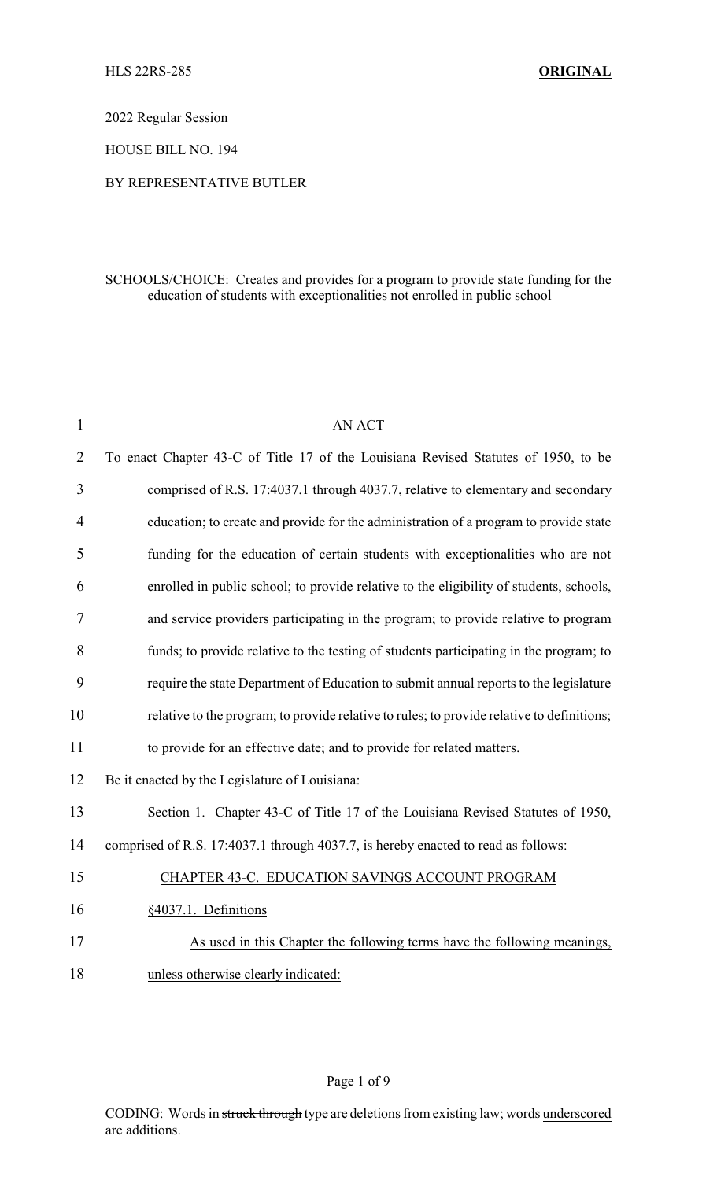HLS 22RS-285 **ORIGINAL**

2022 Regular Session

HOUSE BILL NO. 194

BY REPRESENTATIVE BUTLER

SCHOOLS/CHOICE: Creates and provides for a program to provide state funding for the education of students with exceptionalities not enrolled in public school

AN ACT

To enact Chapter 43-C of Title 17 of the Louisiana Revised Statutes of 1950, to be comprised of R.S. 17:4037.1 through 4037.7, relative to elementary and secondary education; to create and provide for the administration of a program to provide state funding for the education of certain students with exceptionalities who are not enrolled in public school; to provide relative to the eligibility of students, schools, and service providers participating in the program; to provide relative to program funds; to provide relative to the testing of students participating in the program; to require the state Department of Education to submit annual reports to the legislature relative to the program; to provide relative to rules; to provide relative to definitions; to provide for an effective date; and to provide for related matters.

Be it enacted by the Legislature of Louisiana:

Section 1. Chapter 43-C of Title 17 of the Louisiana Revised Statutes of 1950, comprised of R.S. 17:4037.1 through 4037.7, is hereby enacted to read as follows:

CHAPTER 43-C. EDUCATION SAVINGS ACCOUNT PROGRAM

§4037.1. Definitions

As used in this Chapter the following terms have the following meanings, unless otherwise clearly indicated:

CODING: Words in ~~struck through~~ type are deletions from existing law; words underscored are additions.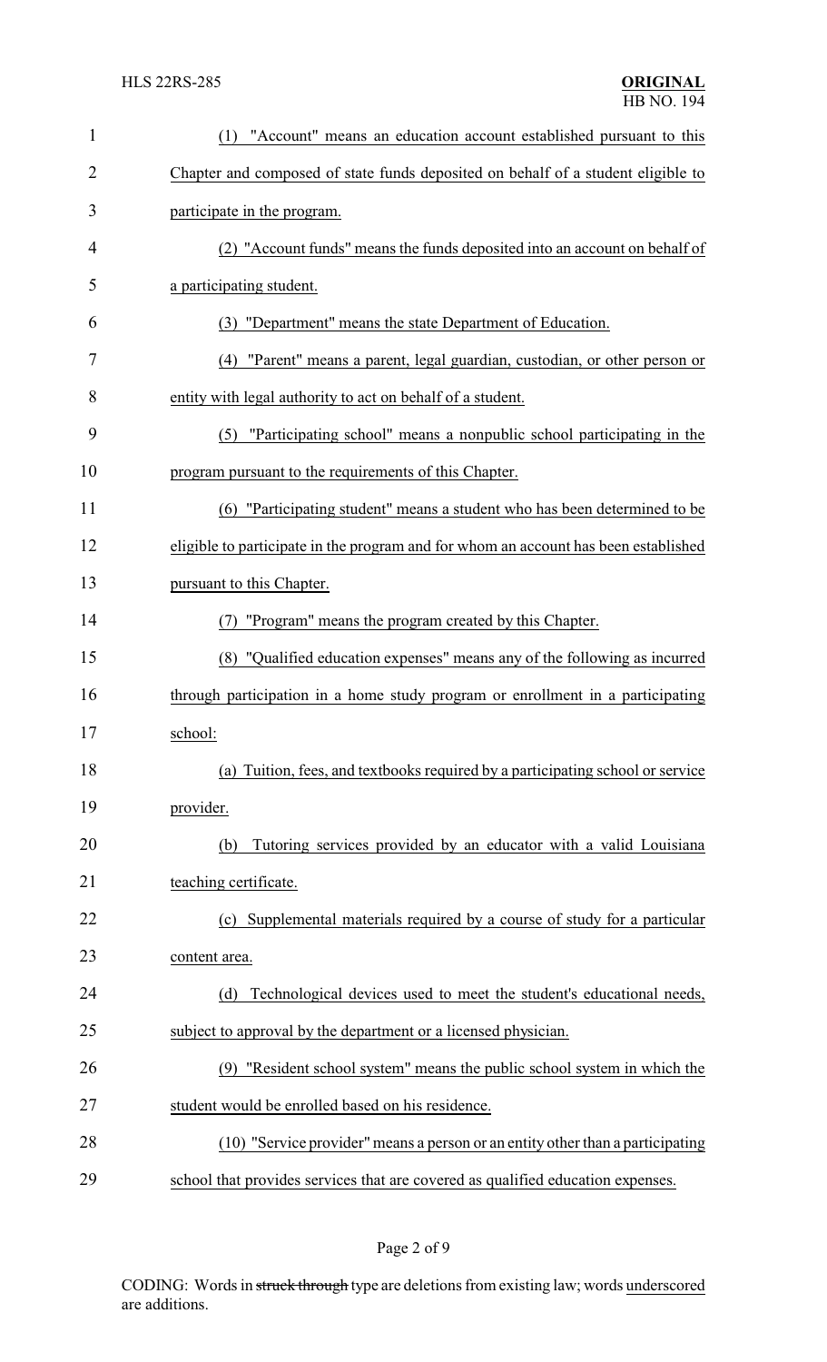(1) "Account" means an education account established pursuant to this Chapter and composed of state funds deposited on behalf of a student eligible to participate in the program.

(2) "Account funds" means the funds deposited into an account on behalf of a participating student.

(3) "Department" means the state Department of Education.

(4) "Parent" means a parent, legal guardian, custodian, or other person or entity with legal authority to act on behalf of a student.

(5) "Participating school" means a nonpublic school participating in the program pursuant to the requirements of this Chapter.

(6) "Participating student" means a student who has been determined to be eligible to participate in the program and for whom an account has been established pursuant to this Chapter.

(7) "Program" means the program created by this Chapter.

(8) "Qualified education expenses" means any of the following as incurred through participation in a home study program or enrollment in a participating school:

(a) Tuition, fees, and textbooks required by a participating school or service provider.

(b) Tutoring services provided by an educator with a valid Louisiana teaching certificate.

(c) Supplemental materials required by a course of study for a particular content area.

(d) Technological devices used to meet the student's educational needs, subject to approval by the department or a licensed physician.

(9) "Resident school system" means the public school system in which the student would be enrolled based on his residence.

(10) "Service provider" means a person or an entity other than a participating school that provides services that are covered as qualified education expenses.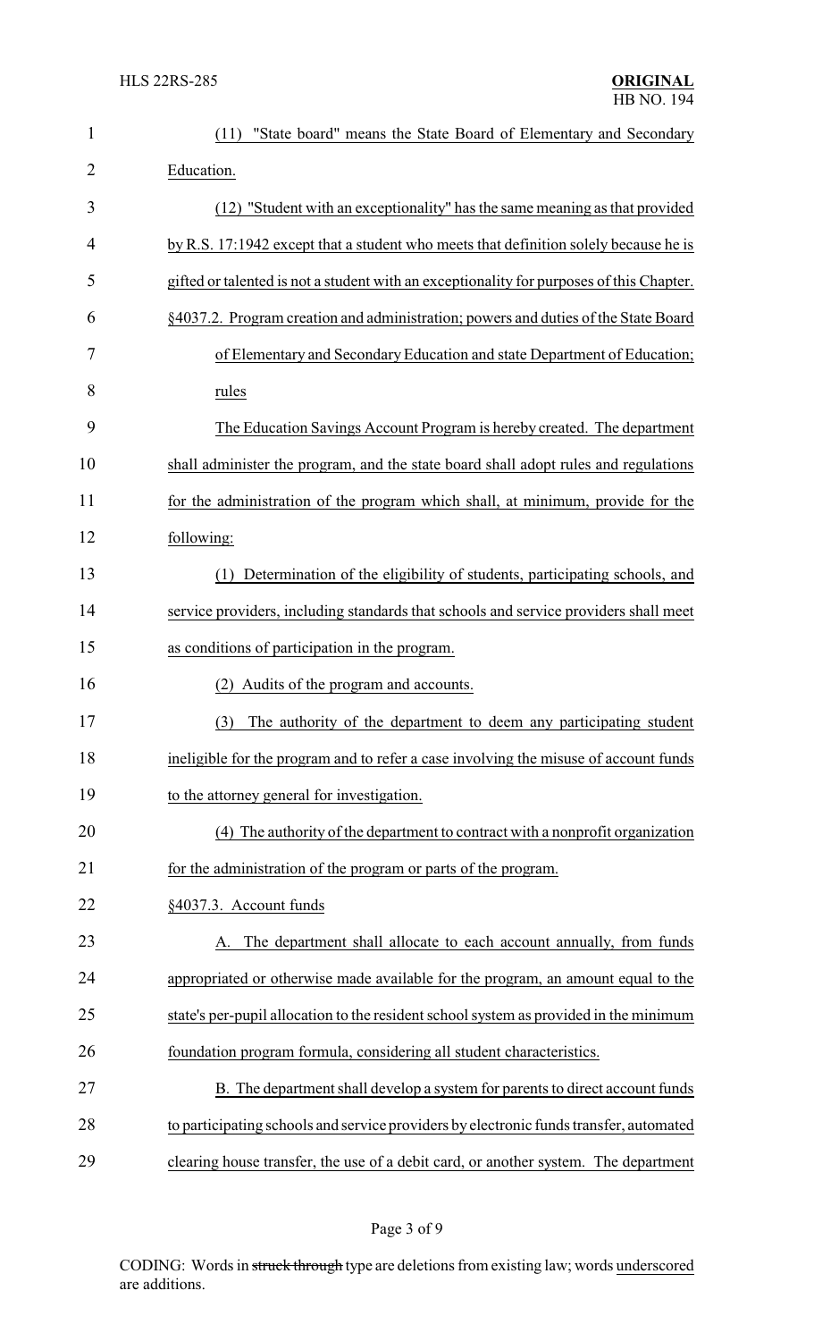(11) "State board" means the State Board of Elementary and Secondary Education.

(12) "Student with an exceptionality" has the same meaning as that provided by R.S. 17:1942 except that a student who meets that definition solely because he is gifted or talented is not a student with an exceptionality for purposes of this Chapter.

§4037.2. Program creation and administration; powers and duties of the State Board of Elementary and Secondary Education and state Department of Education; rules

The Education Savings Account Program is hereby created. The department shall administer the program, and the state board shall adopt rules and regulations for the administration of the program which shall, at minimum, provide for the following:

(1) Determination of the eligibility of students, participating schools, and service providers, including standards that schools and service providers shall meet as conditions of participation in the program.

(2) Audits of the program and accounts.

(3) The authority of the department to deem any participating student ineligible for the program and to refer a case involving the misuse of account funds to the attorney general for investigation.

(4) The authority of the department to contract with a nonprofit organization for the administration of the program or parts of the program.

§4037.3. Account funds

A. The department shall allocate to each account annually, from funds appropriated or otherwise made available for the program, an amount equal to the state's per-pupil allocation to the resident school system as provided in the minimum foundation program formula, considering all student characteristics.

B. The department shall develop a system for parents to direct account funds to participating schools and service providers by electronic funds transfer, automated clearing house transfer, the use of a debit card, or another system. The department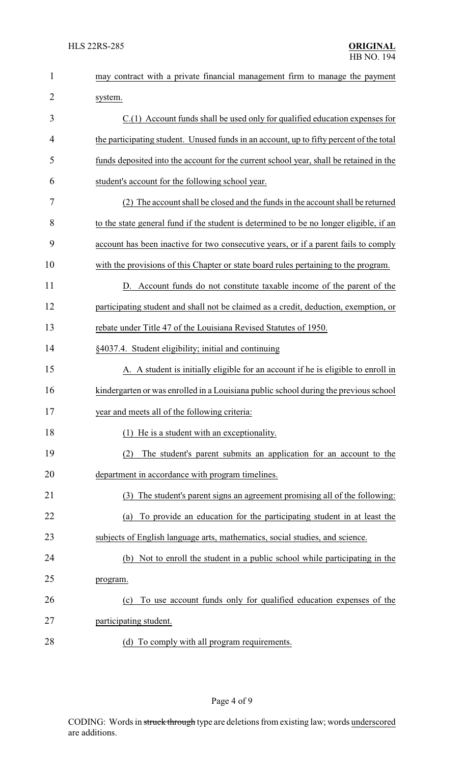may contract with a private financial management firm to manage the payment system.

C.(1) Account funds shall be used only for qualified education expenses for the participating student. Unused funds in an account, up to fifty percent of the total funds deposited into the account for the current school year, shall be retained in the student's account for the following school year.

(2) The account shall be closed and the funds in the account shall be returned to the state general fund if the student is determined to be no longer eligible, if an account has been inactive for two consecutive years, or if a parent fails to comply with the provisions of this Chapter or state board rules pertaining to the program.

D. Account funds do not constitute taxable income of the parent of the participating student and shall not be claimed as a credit, deduction, exemption, or rebate under Title 47 of the Louisiana Revised Statutes of 1950.

§4037.4. Student eligibility; initial and continuing

A. A student is initially eligible for an account if he is eligible to enroll in kindergarten or was enrolled in a Louisiana public school during the previous school year and meets all of the following criteria:

(1) He is a student with an exceptionality.

(2) The student's parent submits an application for an account to the department in accordance with program timelines.

(3) The student's parent signs an agreement promising all of the following:

(a) To provide an education for the participating student in at least the subjects of English language arts, mathematics, social studies, and science.

(b) Not to enroll the student in a public school while participating in the program.

(c) To use account funds only for qualified education expenses of the participating student.

(d) To comply with all program requirements.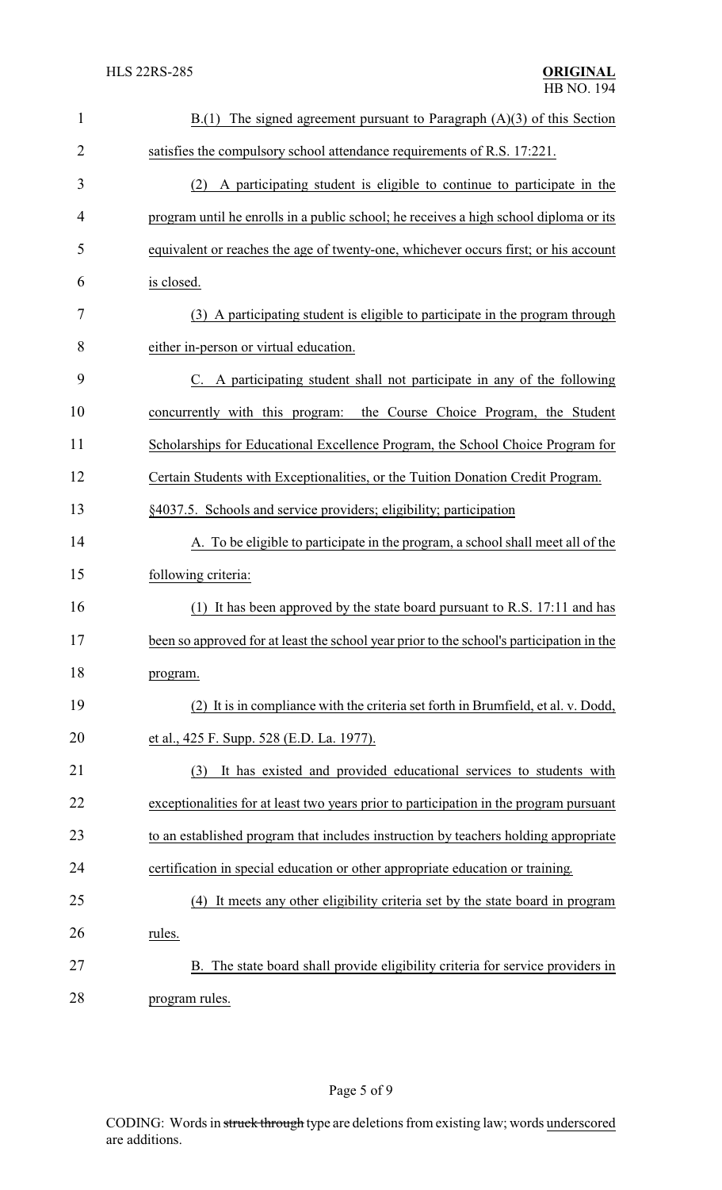B.(1) The signed agreement pursuant to Paragraph (A)(3) of this Section satisfies the compulsory school attendance requirements of R.S. 17:221.

(2) A participating student is eligible to continue to participate in the program until he enrolls in a public school; he receives a high school diploma or its equivalent or reaches the age of twenty-one, whichever occurs first; or his account is closed.

(3) A participating student is eligible to participate in the program through either in-person or virtual education.

C. A participating student shall not participate in any of the following concurrently with this program: the Course Choice Program, the Student Scholarships for Educational Excellence Program, the School Choice Program for Certain Students with Exceptionalities, or the Tuition Donation Credit Program.

§4037.5. Schools and service providers; eligibility; participation

A. To be eligible to participate in the program, a school shall meet all of the following criteria:

(1) It has been approved by the state board pursuant to R.S. 17:11 and has been so approved for at least the school year prior to the school's participation in the program.

(2) It is in compliance with the criteria set forth in Brumfield, et al. v. Dodd, et al., 425 F. Supp. 528 (E.D. La. 1977).

(3) It has existed and provided educational services to students with exceptionalities for at least two years prior to participation in the program pursuant to an established program that includes instruction by teachers holding appropriate certification in special education or other appropriate education or training.

(4) It meets any other eligibility criteria set by the state board in program rules.

B. The state board shall provide eligibility criteria for service providers in program rules.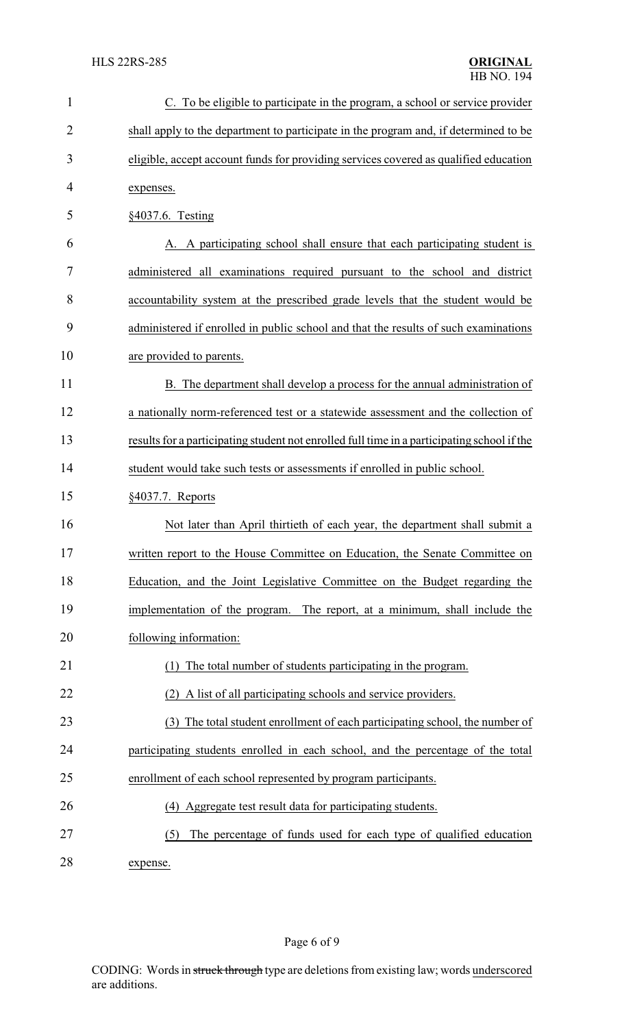C. To be eligible to participate in the program, a school or service provider shall apply to the department to participate in the program and, if determined to be eligible, accept account funds for providing services covered as qualified education expenses.

§4037.6. Testing

A. A participating school shall ensure that each participating student is administered all examinations required pursuant to the school and district accountability system at the prescribed grade levels that the student would be administered if enrolled in public school and that the results of such examinations are provided to parents.

B. The department shall develop a process for the annual administration of a nationally norm-referenced test or a statewide assessment and the collection of results for a participating student not enrolled full time in a participating school if the student would take such tests or assessments if enrolled in public school.

§4037.7. Reports

Not later than April thirtieth of each year, the department shall submit a written report to the House Committee on Education, the Senate Committee on Education, and the Joint Legislative Committee on the Budget regarding the implementation of the program. The report, at a minimum, shall include the following information:

(1) The total number of students participating in the program.

(2) A list of all participating schools and service providers.

(3) The total student enrollment of each participating school, the number of participating students enrolled in each school, and the percentage of the total enrollment of each school represented by program participants.

(4) Aggregate test result data for participating students.

(5) The percentage of funds used for each type of qualified education expense.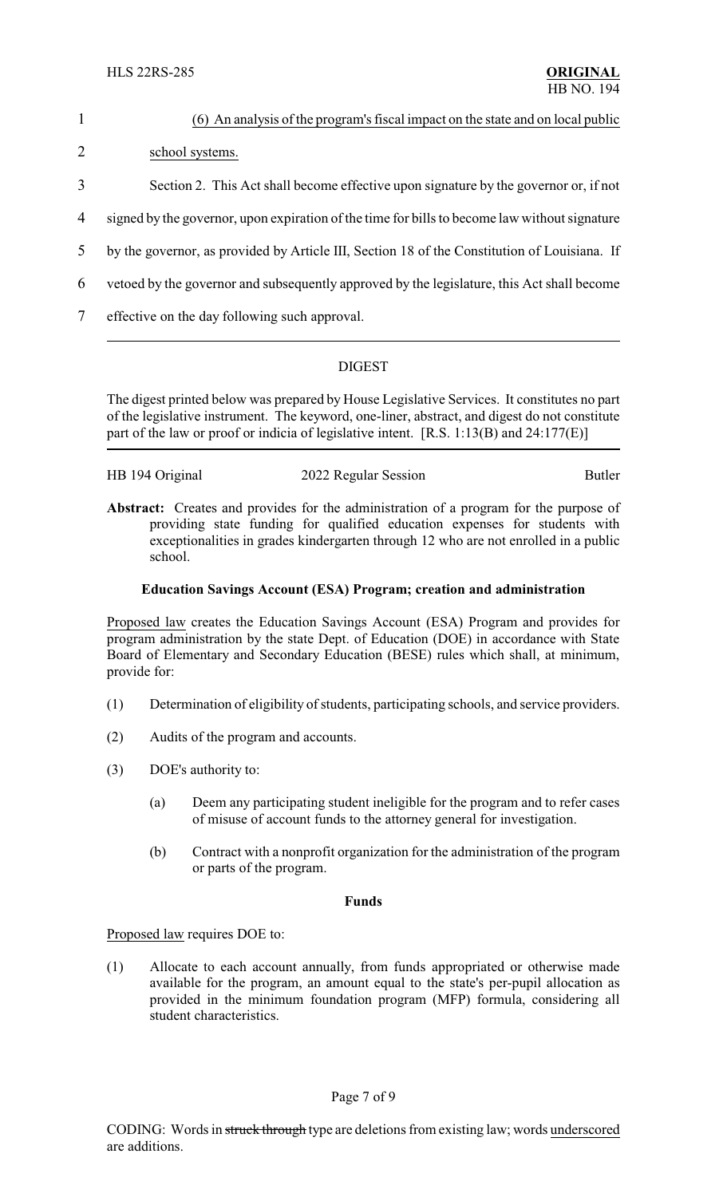(6) An analysis of the program's fiscal impact on the state and on local public school systems.

Section 2. This Act shall become effective upon signature by the governor or, if not signed by the governor, upon expiration of the time for bills to become law without signature by the governor, as provided by Article III, Section 18 of the Constitution of Louisiana. If vetoed by the governor and subsequently approved by the legislature, this Act shall become effective on the day following such approval.

---

## DIGEST

The digest printed below was prepared by House Legislative Services. It constitutes no part of the legislative instrument. The keyword, one-liner, abstract, and digest do not constitute part of the law or proof or indicia of legislative intent. [R.S. 1:13(B) and 24:177(E)]

---

HB 194 Original | 2022 Regular Session | Butler

**Abstract:** Creates and provides for the administration of a program for the purpose of providing state funding for qualified education expenses for students with exceptionalities in grades kindergarten through 12 who are not enrolled in a public school.

### Education Savings Account (ESA) Program; creation and administration

Proposed law creates the Education Savings Account (ESA) Program and provides for program administration by the state Dept. of Education (DOE) in accordance with State Board of Elementary and Secondary Education (BESE) rules which shall, at minimum, provide for:

(1) Determination of eligibility of students, participating schools, and service providers.

(2) Audits of the program and accounts.

(3) DOE's authority to:

  (a) Deem any participating student ineligible for the program and to refer cases of misuse of account funds to the attorney general for investigation.

  (b) Contract with a nonprofit organization for the administration of the program or parts of the program.

### Funds

Proposed law requires DOE to:

(1) Allocate to each account annually, from funds appropriated or otherwise made available for the program, an amount equal to the state's per-pupil allocation as provided in the minimum foundation program (MFP) formula, considering all student characteristics.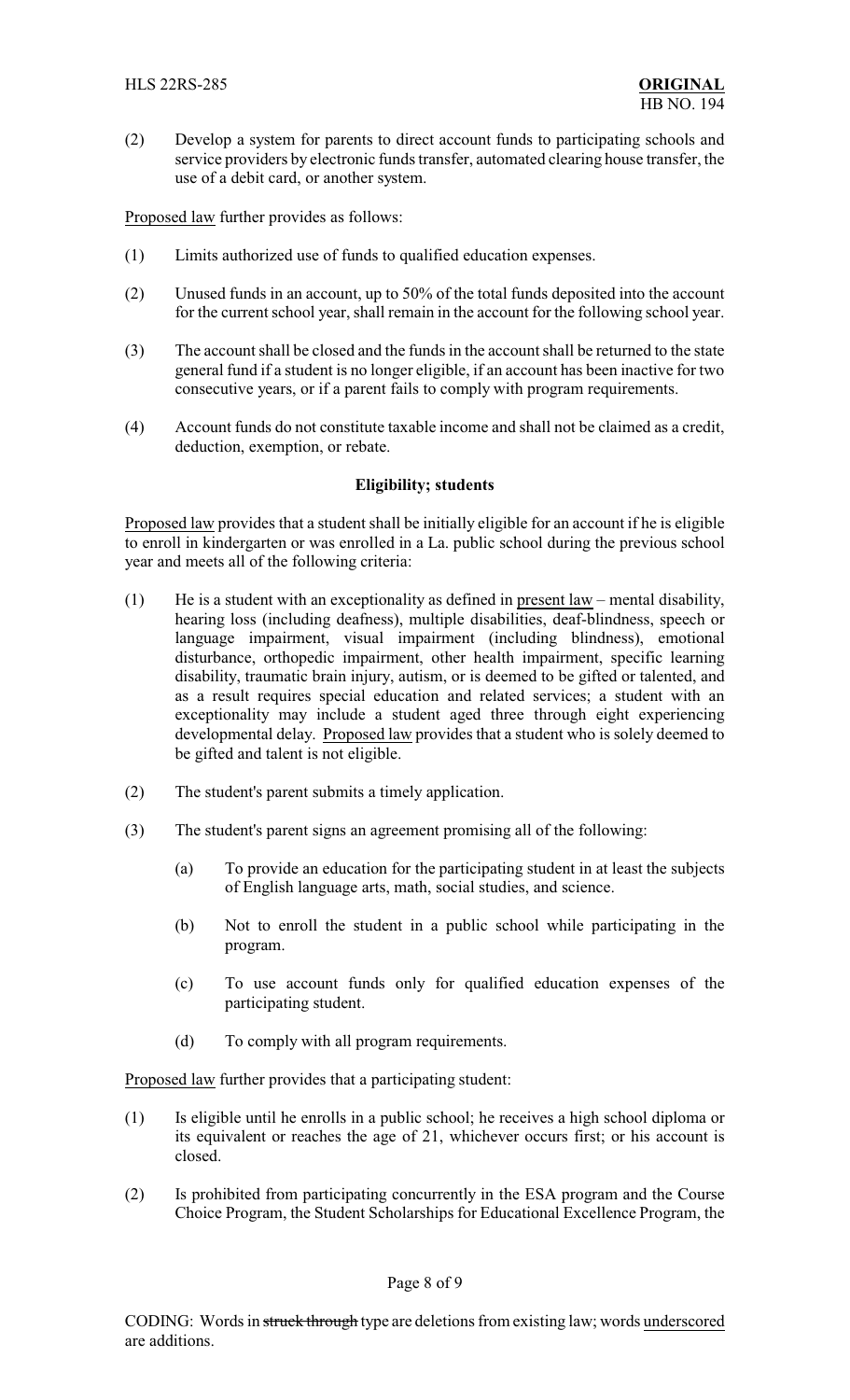(2) Develop a system for parents to direct account funds to participating schools and service providers by electronic funds transfer, automated clearing house transfer, the use of a debit card, or another system.

Proposed law further provides as follows:

(1) Limits authorized use of funds to qualified education expenses.

(2) Unused funds in an account, up to 50% of the total funds deposited into the account for the current school year, shall remain in the account for the following school year.

(3) The account shall be closed and the funds in the account shall be returned to the state general fund if a student is no longer eligible, if an account has been inactive for two consecutive years, or if a parent fails to comply with program requirements.

(4) Account funds do not constitute taxable income and shall not be claimed as a credit, deduction, exemption, or rebate.

**Eligibility; students**

Proposed law provides that a student shall be initially eligible for an account if he is eligible to enroll in kindergarten or was enrolled in a La. public school during the previous school year and meets all of the following criteria:

(1) He is a student with an exceptionality as defined in present law – mental disability, hearing loss (including deafness), multiple disabilities, deaf-blindness, speech or language impairment, visual impairment (including blindness), emotional disturbance, orthopedic impairment, other health impairment, specific learning disability, traumatic brain injury, autism, or is deemed to be gifted or talented, and as a result requires special education and related services; a student with an exceptionality may include a student aged three through eight experiencing developmental delay. Proposed law provides that a student who is solely deemed to be gifted and talent is not eligible.

(2) The student's parent submits a timely application.

(3) The student's parent signs an agreement promising all of the following:

   (a) To provide an education for the participating student in at least the subjects of English language arts, math, social studies, and science.

   (b) Not to enroll the student in a public school while participating in the program.

   (c) To use account funds only for qualified education expenses of the participating student.

   (d) To comply with all program requirements.

Proposed law further provides that a participating student:

(1) Is eligible until he enrolls in a public school; he receives a high school diploma or its equivalent or reaches the age of 21, whichever occurs first; or his account is closed.

(2) Is prohibited from participating concurrently in the ESA program and the Course Choice Program, the Student Scholarships for Educational Excellence Program, the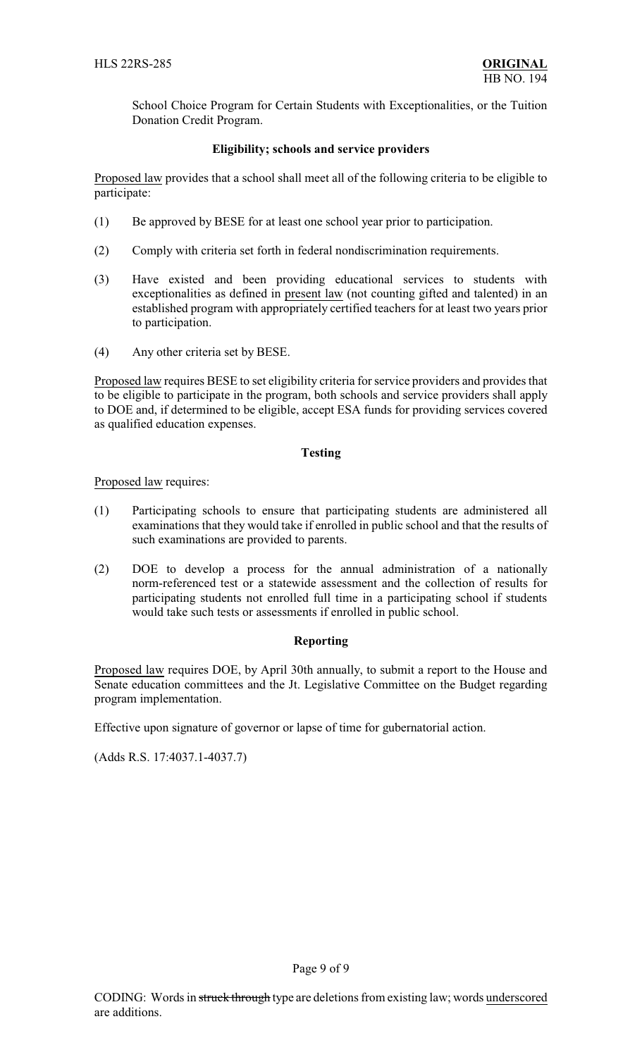School Choice Program for Certain Students with Exceptionalities, or the Tuition Donation Credit Program.

### Eligibility; schools and service providers

Proposed law provides that a school shall meet all of the following criteria to be eligible to participate:

(1) Be approved by BESE for at least one school year prior to participation.

(2) Comply with criteria set forth in federal nondiscrimination requirements.

(3) Have existed and been providing educational services to students with exceptionalities as defined in present law (not counting gifted and talented) in an established program with appropriately certified teachers for at least two years prior to participation.

(4) Any other criteria set by BESE.

Proposed law requires BESE to set eligibility criteria for service providers and provides that to be eligible to participate in the program, both schools and service providers shall apply to DOE and, if determined to be eligible, accept ESA funds for providing services covered as qualified education expenses.

### Testing

Proposed law requires:

(1) Participating schools to ensure that participating students are administered all examinations that they would take if enrolled in public school and that the results of such examinations are provided to parents.

(2) DOE to develop a process for the annual administration of a nationally norm-referenced test or a statewide assessment and the collection of results for participating students not enrolled full time in a participating school if students would take such tests or assessments if enrolled in public school.

### Reporting

Proposed law requires DOE, by April 30th annually, to submit a report to the House and Senate education committees and the Jt. Legislative Committee on the Budget regarding program implementation.

Effective upon signature of governor or lapse of time for gubernatorial action.

(Adds R.S. 17:4037.1-4037.7)